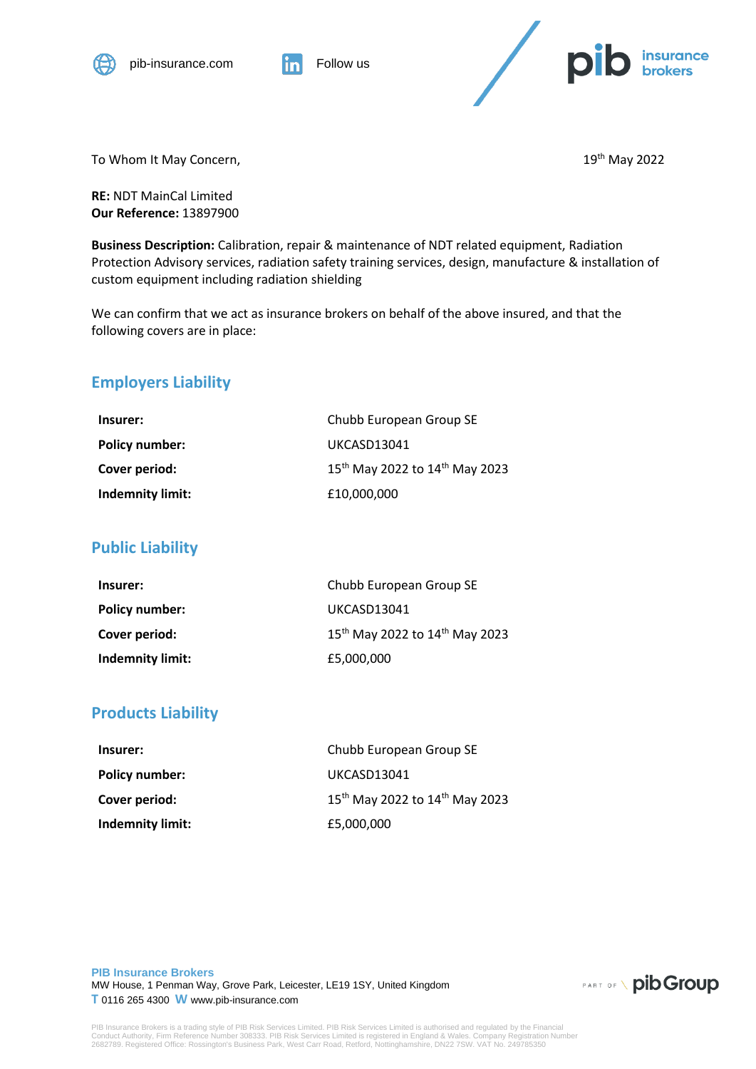pib-insurance.com    Follow us

pib insurance brokers

To Whom It May Concern,

19th May 2022

**RE:** NDT MainCal Limited
**Our Reference:** 13897900

**Business Description:** Calibration, repair & maintenance of NDT related equipment, Radiation Protection Advisory services, radiation safety training services, design, manufacture & installation of custom equipment including radiation shielding

We can confirm that we act as insurance brokers on behalf of the above insured, and that the following covers are in place:

## Employers Liability

| | |
|---|---|
| **Insurer:** | Chubb European Group SE |
| **Policy number:** | UKCASD13041 |
| **Cover period:** | 15th May 2022 to 14th May 2023 |
| **Indemnity limit:** | £10,000,000 |

## Public Liability

| | |
|---|---|
| **Insurer:** | Chubb European Group SE |
| **Policy number:** | UKCASD13041 |
| **Cover period:** | 15th May 2022 to 14th May 2023 |
| **Indemnity limit:** | £5,000,000 |

## Products Liability

| | |
|---|---|
| **Insurer:** | Chubb European Group SE |
| **Policy number:** | UKCASD13041 |
| **Cover period:** | 15th May 2022 to 14th May 2023 |
| **Indemnity limit:** | £5,000,000 |

**PIB Insurance Brokers**
MW House, 1 Penman Way, Grove Park, Leicester, LE19 1SY, United Kingdom
**T** 0116 265 4300 **W** www.pib-insurance.com

PART OF pibGroup

PIB Insurance Brokers is a trading style of PIB Risk Services Limited. PIB Risk Services Limited is authorised and regulated by the Financial Conduct Authority, Firm Reference Number 308333. PIB Risk Services Limited is registered in England & Wales. Company Registration Number 2682789. Registered Office: Rossington's Business Park, West Carr Road, Retford, Nottinghamshire, DN22 7SW. VAT No. 249785350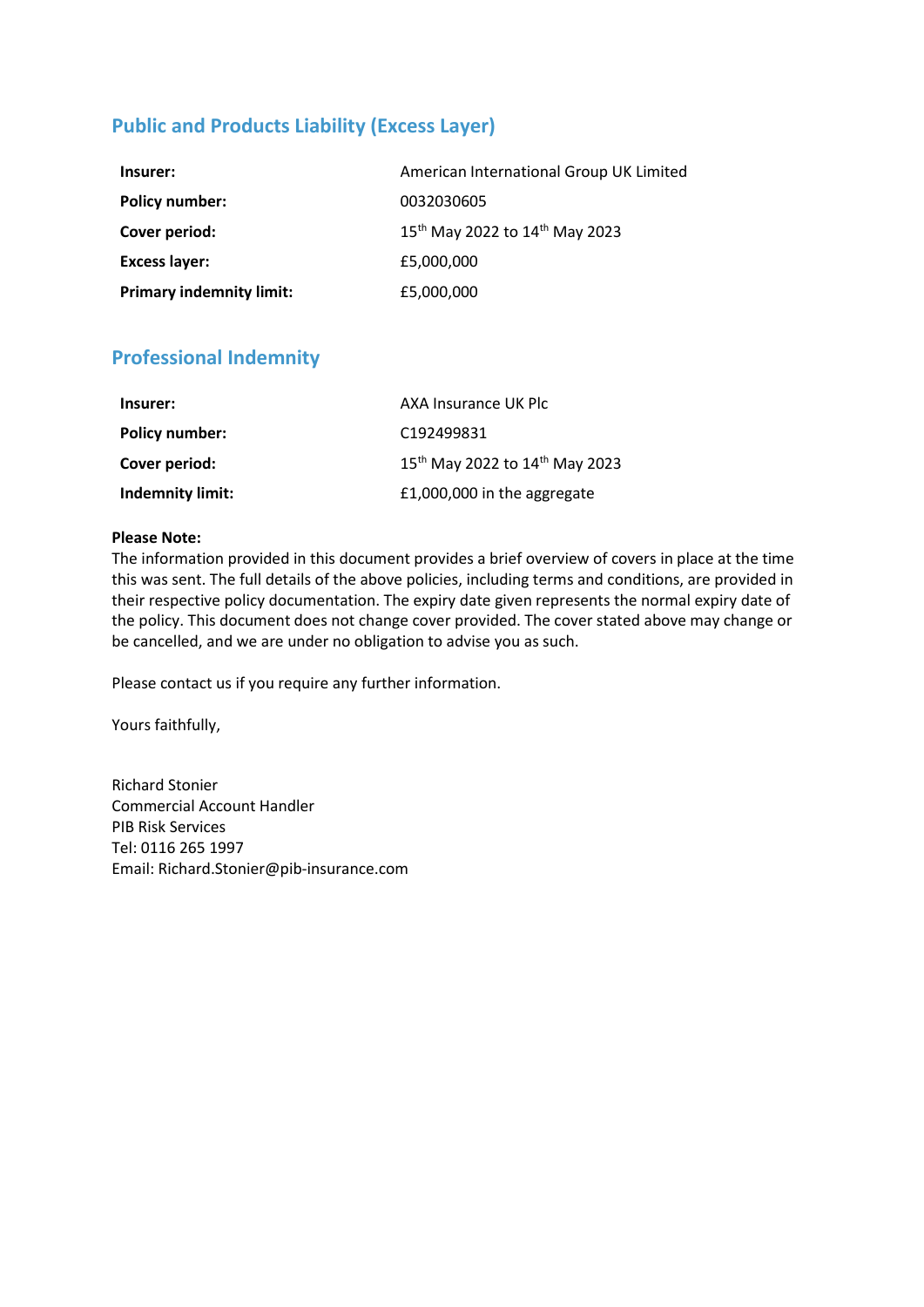## Public and Products Liability (Excess Layer)

| | |
|---|---|
| **Insurer:** | American International Group UK Limited |
| **Policy number:** | 0032030605 |
| **Cover period:** | 15th May 2022 to 14th May 2023 |
| **Excess layer:** | £5,000,000 |
| **Primary indemnity limit:** | £5,000,000 |

## Professional Indemnity

| | |
|---|---|
| **Insurer:** | AXA Insurance UK Plc |
| **Policy number:** | C192499831 |
| **Cover period:** | 15th May 2022 to 14th May 2023 |
| **Indemnity limit:** | £1,000,000 in the aggregate |

**Please Note:**
The information provided in this document provides a brief overview of covers in place at the time this was sent. The full details of the above policies, including terms and conditions, are provided in their respective policy documentation. The expiry date given represents the normal expiry date of the policy. This document does not change cover provided. The cover stated above may change or be cancelled, and we are under no obligation to advise you as such.

Please contact us if you require any further information.

Yours faithfully,

Richard Stonier
Commercial Account Handler
PIB Risk Services
Tel: 0116 265 1997
Email: Richard.Stonier@pib-insurance.com